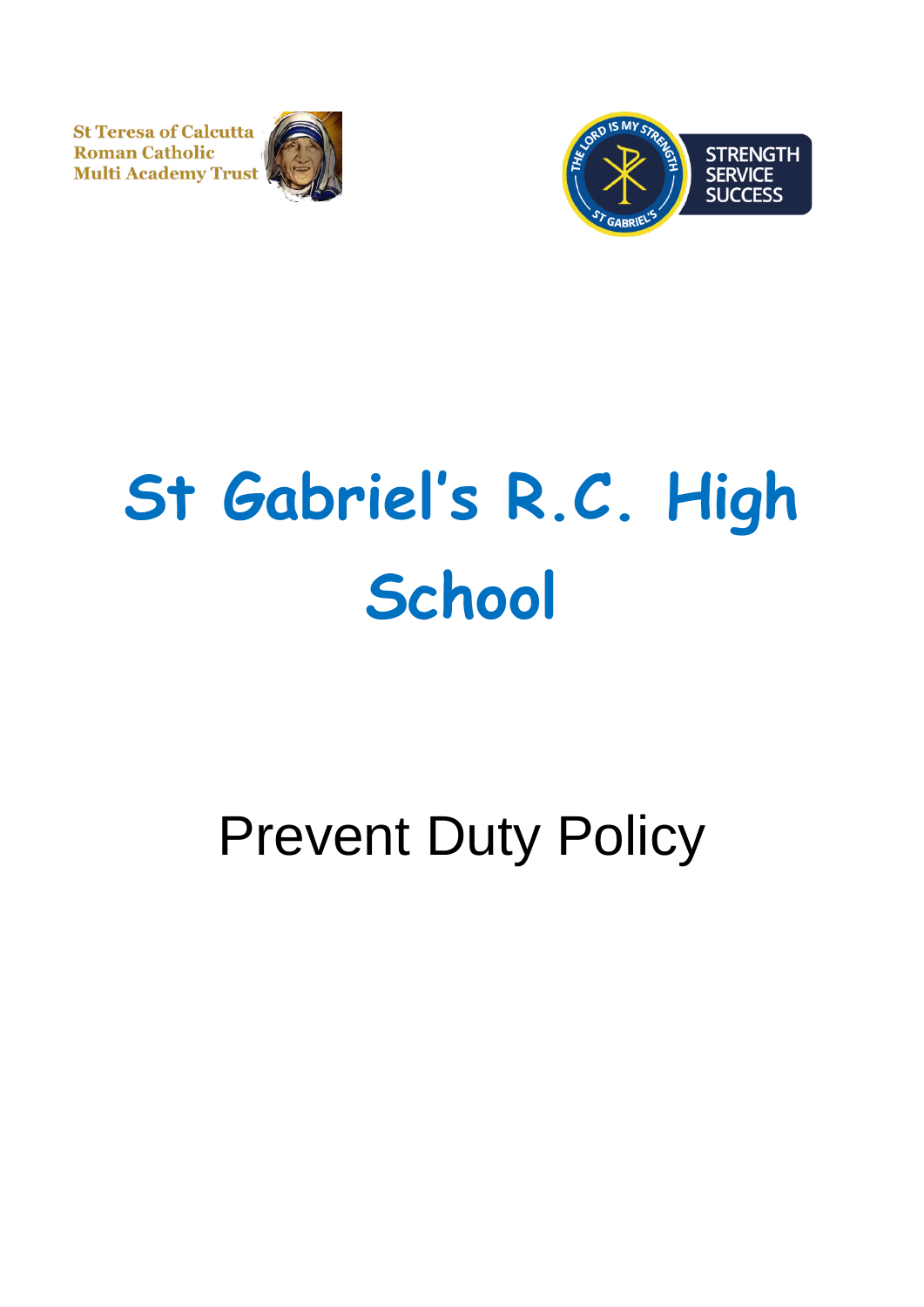St Teresa of Calcutta Roman Catholic Multi Academy Trust

THE LORD IS MY STRENGTH ST GABRIEL'S

STRENGTH SERVICE SUCCESS

# St Gabriel's R.C. High School

## Prevent Duty Policy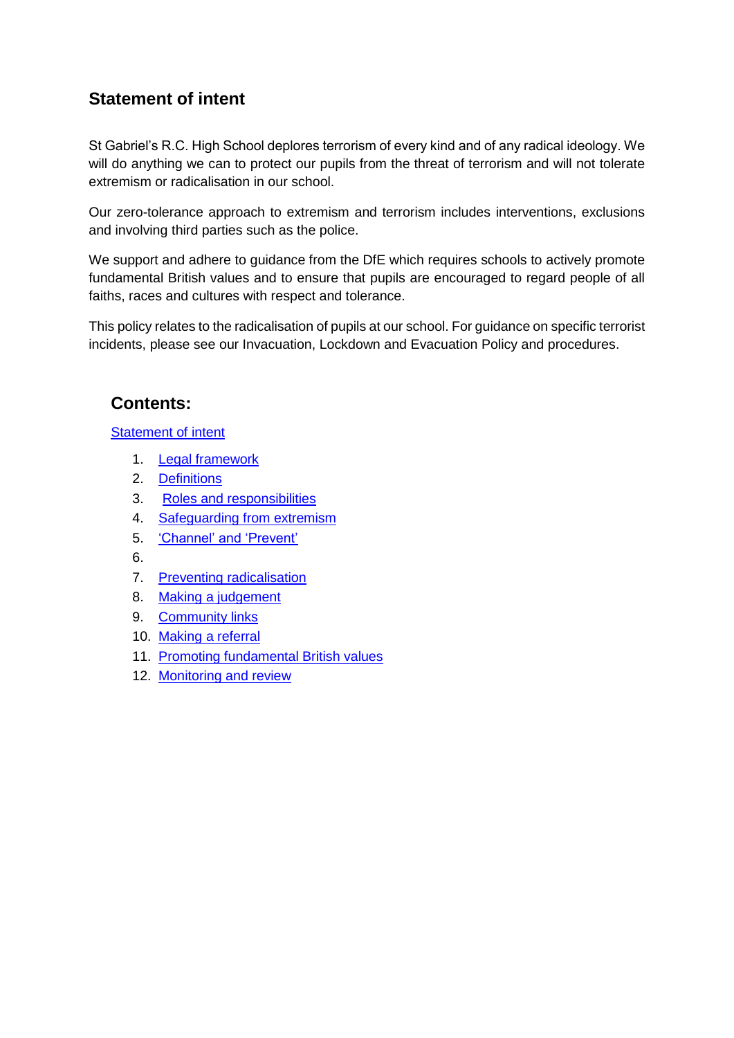## Statement of intent

St Gabriel's R.C. High School deplores terrorism of every kind and of any radical ideology. We will do anything we can to protect our pupils from the threat of terrorism and will not tolerate extremism or radicalisation in our school.

Our zero-tolerance approach to extremism and terrorism includes interventions, exclusions and involving third parties such as the police.

We support and adhere to guidance from the DfE which requires schools to actively promote fundamental British values and to ensure that pupils are encouraged to regard people of all faiths, races and cultures with respect and tolerance.

This policy relates to the radicalisation of pupils at our school. For guidance on specific terrorist incidents, please see our Invacuation, Lockdown and Evacuation Policy and procedures.

## Contents:

Statement of intent

1. Legal framework
2. Definitions
3. Roles and responsibilities
4. Safeguarding from extremism
5. 'Channel' and 'Prevent'
6. 
7. Preventing radicalisation
8. Making a judgement
9. Community links
10. Making a referral
11. Promoting fundamental British values
12. Monitoring and review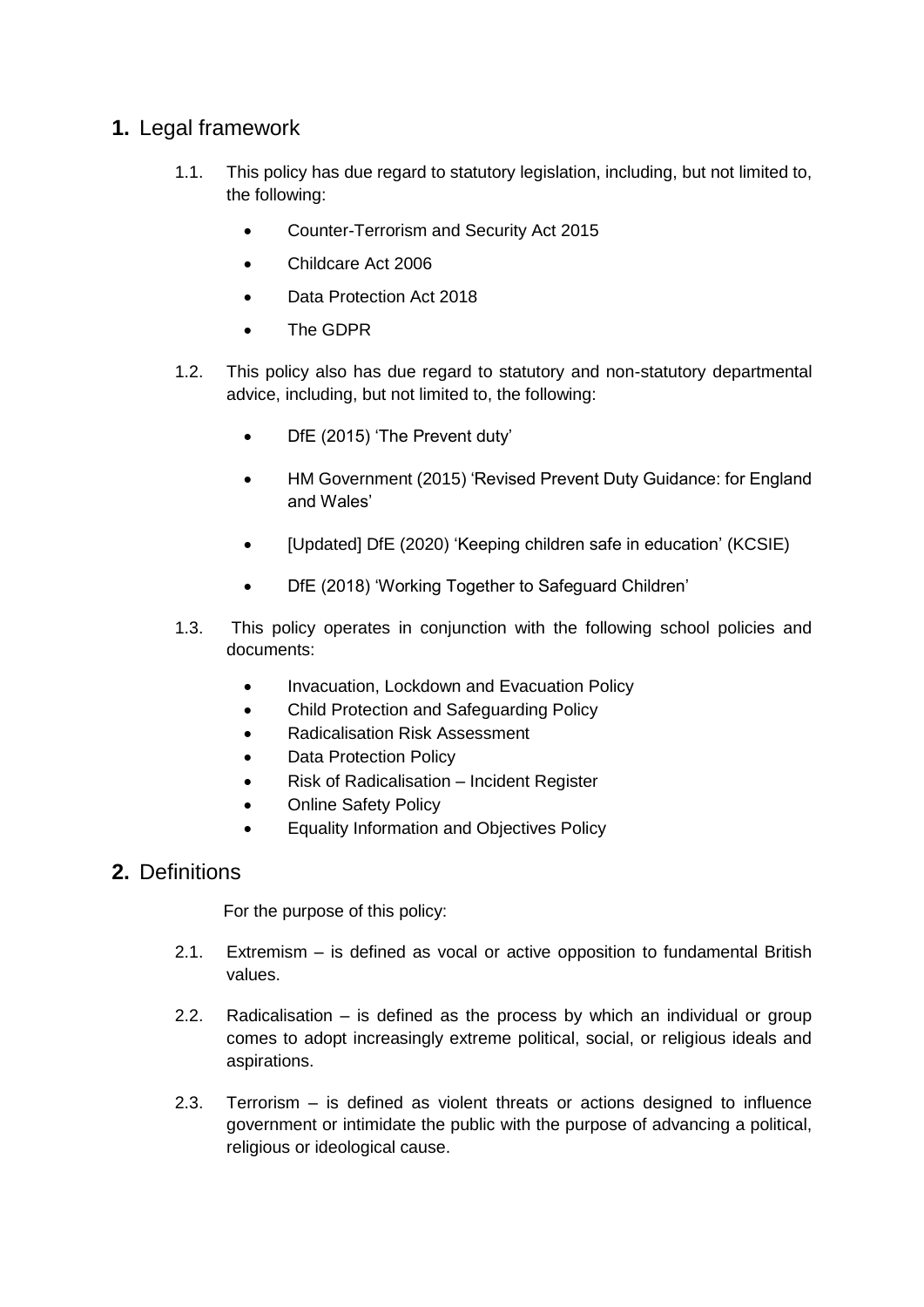## **1.** Legal framework

1.1. This policy has due regard to statutory legislation, including, but not limited to, the following:

- Counter-Terrorism and Security Act 2015
- Childcare Act 2006
- Data Protection Act 2018
- The GDPR

1.2. This policy also has due regard to statutory and non-statutory departmental advice, including, but not limited to, the following:

- DfE (2015) 'The Prevent duty'
- HM Government (2015) 'Revised Prevent Duty Guidance: for England and Wales'
- [Updated] DfE (2020) 'Keeping children safe in education' (KCSIE)
- DfE (2018) 'Working Together to Safeguard Children'

1.3. This policy operates in conjunction with the following school policies and documents:

- Invacuation, Lockdown and Evacuation Policy
- Child Protection and Safeguarding Policy
- Radicalisation Risk Assessment
- Data Protection Policy
- Risk of Radicalisation – Incident Register
- Online Safety Policy
- Equality Information and Objectives Policy

## **2.** Definitions

For the purpose of this policy:

2.1. Extremism – is defined as vocal or active opposition to fundamental British values.

2.2. Radicalisation – is defined as the process by which an individual or group comes to adopt increasingly extreme political, social, or religious ideals and aspirations.

2.3. Terrorism – is defined as violent threats or actions designed to influence government or intimidate the public with the purpose of advancing a political, religious or ideological cause.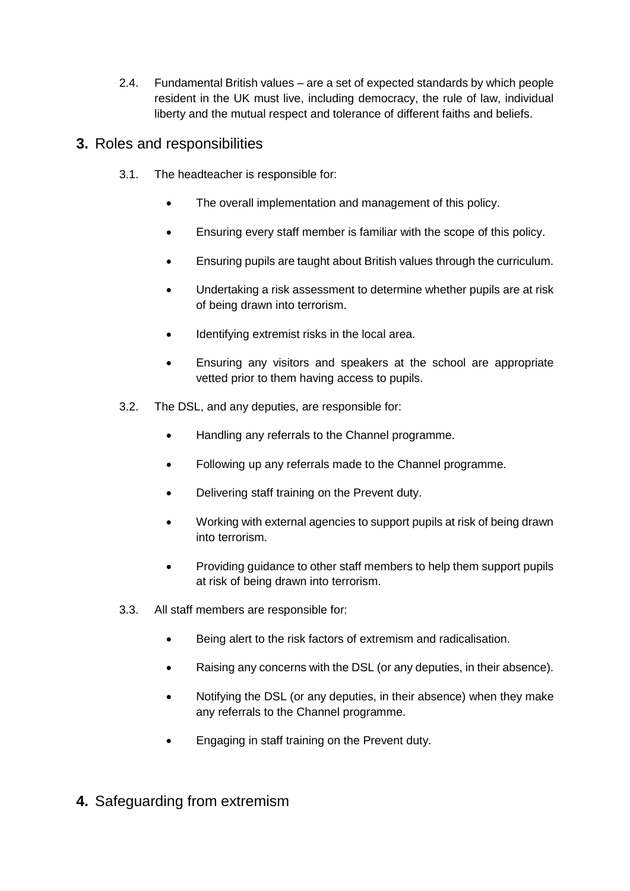2.4. Fundamental British values – are a set of expected standards by which people resident in the UK must live, including democracy, the rule of law, individual liberty and the mutual respect and tolerance of different faiths and beliefs.

## 3. Roles and responsibilities

3.1. The headteacher is responsible for:

- The overall implementation and management of this policy.
- Ensuring every staff member is familiar with the scope of this policy.
- Ensuring pupils are taught about British values through the curriculum.
- Undertaking a risk assessment to determine whether pupils are at risk of being drawn into terrorism.
- Identifying extremist risks in the local area.
- Ensuring any visitors and speakers at the school are appropriate vetted prior to them having access to pupils.

3.2. The DSL, and any deputies, are responsible for:

- Handling any referrals to the Channel programme.
- Following up any referrals made to the Channel programme.
- Delivering staff training on the Prevent duty.
- Working with external agencies to support pupils at risk of being drawn into terrorism.
- Providing guidance to other staff members to help them support pupils at risk of being drawn into terrorism.

3.3. All staff members are responsible for:

- Being alert to the risk factors of extremism and radicalisation.
- Raising any concerns with the DSL (or any deputies, in their absence).
- Notifying the DSL (or any deputies, in their absence) when they make any referrals to the Channel programme.
- Engaging in staff training on the Prevent duty.

## 4. Safeguarding from extremism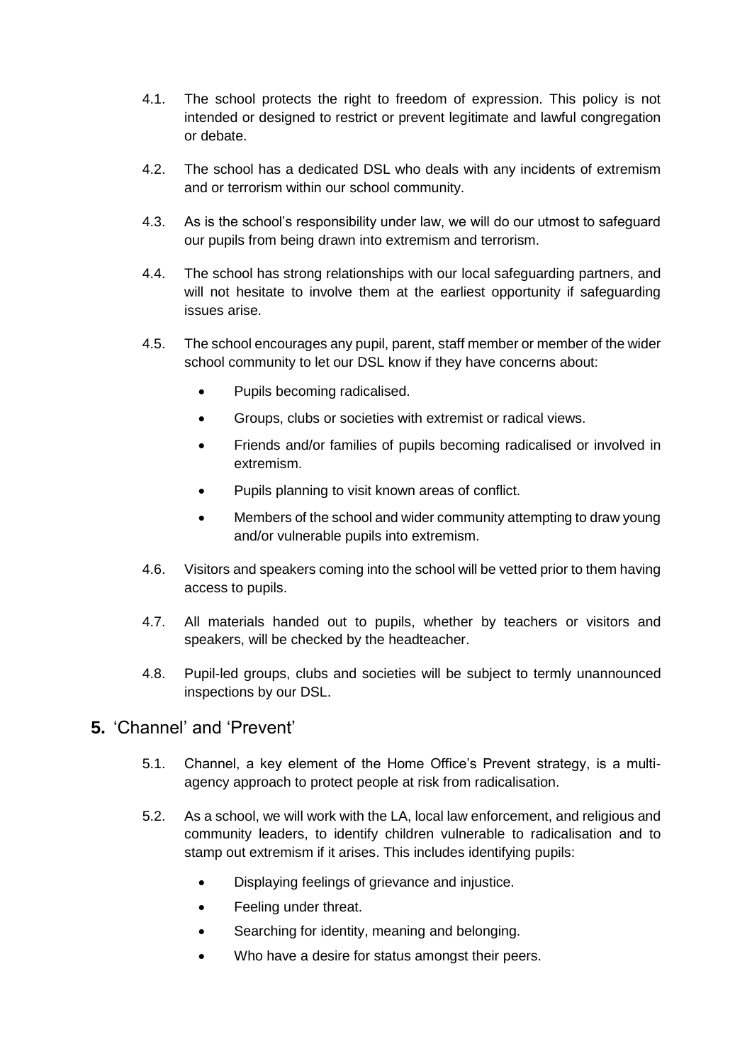4.1. The school protects the right to freedom of expression. This policy is not intended or designed to restrict or prevent legitimate and lawful congregation or debate.

4.2. The school has a dedicated DSL who deals with any incidents of extremism and or terrorism within our school community.

4.3. As is the school's responsibility under law, we will do our utmost to safeguard our pupils from being drawn into extremism and terrorism.

4.4. The school has strong relationships with our local safeguarding partners, and will not hesitate to involve them at the earliest opportunity if safeguarding issues arise.

4.5. The school encourages any pupil, parent, staff member or member of the wider school community to let our DSL know if they have concerns about:

- Pupils becoming radicalised.
- Groups, clubs or societies with extremist or radical views.
- Friends and/or families of pupils becoming radicalised or involved in extremism.
- Pupils planning to visit known areas of conflict.
- Members of the school and wider community attempting to draw young and/or vulnerable pupils into extremism.

4.6. Visitors and speakers coming into the school will be vetted prior to them having access to pupils.

4.7. All materials handed out to pupils, whether by teachers or visitors and speakers, will be checked by the headteacher.

4.8. Pupil-led groups, clubs and societies will be subject to termly unannounced inspections by our DSL.

## 5. 'Channel' and 'Prevent'

5.1. Channel, a key element of the Home Office's Prevent strategy, is a multi-agency approach to protect people at risk from radicalisation.

5.2. As a school, we will work with the LA, local law enforcement, and religious and community leaders, to identify children vulnerable to radicalisation and to stamp out extremism if it arises. This includes identifying pupils:

- Displaying feelings of grievance and injustice.
- Feeling under threat.
- Searching for identity, meaning and belonging.
- Who have a desire for status amongst their peers.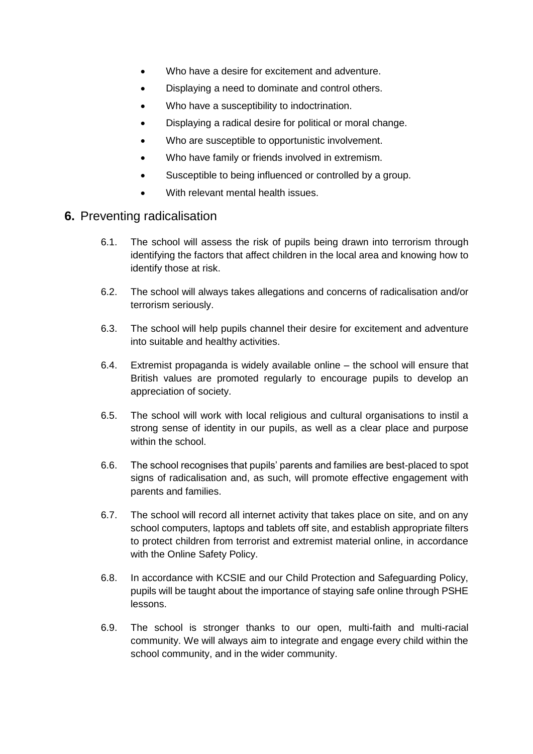- Who have a desire for excitement and adventure.
- Displaying a need to dominate and control others.
- Who have a susceptibility to indoctrination.
- Displaying a radical desire for political or moral change.
- Who are susceptible to opportunistic involvement.
- Who have family or friends involved in extremism.
- Susceptible to being influenced or controlled by a group.
- With relevant mental health issues.

## **6.** Preventing radicalisation

6.1. The school will assess the risk of pupils being drawn into terrorism through identifying the factors that affect children in the local area and knowing how to identify those at risk.

6.2. The school will always takes allegations and concerns of radicalisation and/or terrorism seriously.

6.3. The school will help pupils channel their desire for excitement and adventure into suitable and healthy activities.

6.4. Extremist propaganda is widely available online – the school will ensure that British values are promoted regularly to encourage pupils to develop an appreciation of society.

6.5. The school will work with local religious and cultural organisations to instil a strong sense of identity in our pupils, as well as a clear place and purpose within the school.

6.6. The school recognises that pupils' parents and families are best-placed to spot signs of radicalisation and, as such, will promote effective engagement with parents and families.

6.7. The school will record all internet activity that takes place on site, and on any school computers, laptops and tablets off site, and establish appropriate filters to protect children from terrorist and extremist material online, in accordance with the Online Safety Policy.

6.8. In accordance with KCSIE and our Child Protection and Safeguarding Policy, pupils will be taught about the importance of staying safe online through PSHE lessons.

6.9. The school is stronger thanks to our open, multi-faith and multi-racial community. We will always aim to integrate and engage every child within the school community, and in the wider community.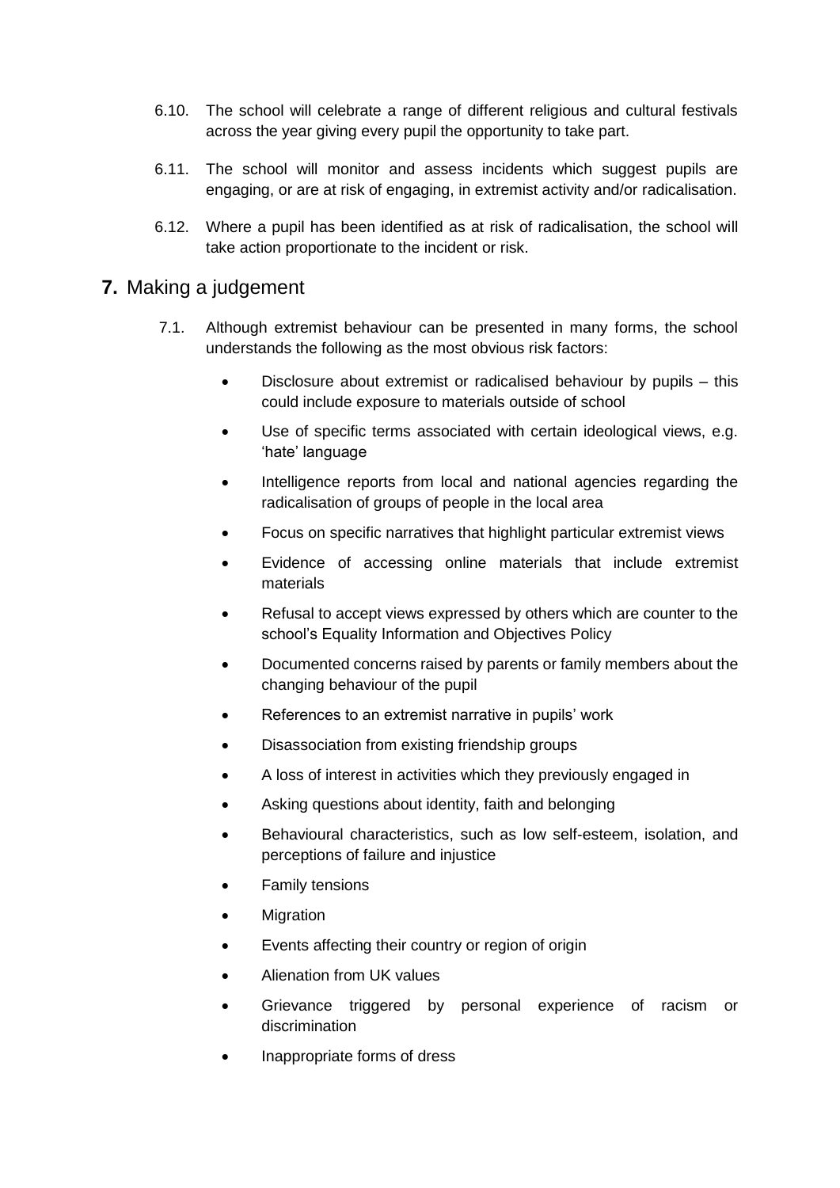6.10. The school will celebrate a range of different religious and cultural festivals across the year giving every pupil the opportunity to take part.

6.11. The school will monitor and assess incidents which suggest pupils are engaging, or are at risk of engaging, in extremist activity and/or radicalisation.

6.12. Where a pupil has been identified as at risk of radicalisation, the school will take action proportionate to the incident or risk.

## 7. Making a judgement

7.1. Although extremist behaviour can be presented in many forms, the school understands the following as the most obvious risk factors:

- Disclosure about extremist or radicalised behaviour by pupils – this could include exposure to materials outside of school
- Use of specific terms associated with certain ideological views, e.g. 'hate' language
- Intelligence reports from local and national agencies regarding the radicalisation of groups of people in the local area
- Focus on specific narratives that highlight particular extremist views
- Evidence of accessing online materials that include extremist materials
- Refusal to accept views expressed by others which are counter to the school's Equality Information and Objectives Policy
- Documented concerns raised by parents or family members about the changing behaviour of the pupil
- References to an extremist narrative in pupils' work
- Disassociation from existing friendship groups
- A loss of interest in activities which they previously engaged in
- Asking questions about identity, faith and belonging
- Behavioural characteristics, such as low self-esteem, isolation, and perceptions of failure and injustice
- Family tensions
- Migration
- Events affecting their country or region of origin
- Alienation from UK values
- Grievance triggered by personal experience of racism or discrimination
- Inappropriate forms of dress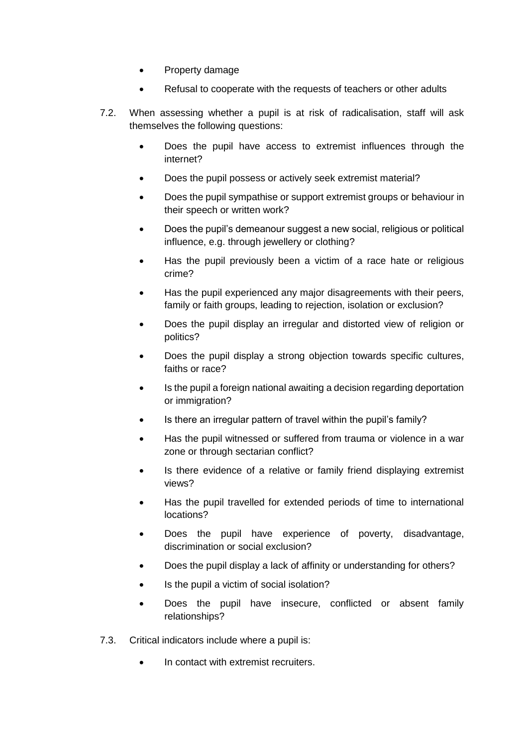- Property damage
- Refusal to cooperate with the requests of teachers or other adults

7.2. When assessing whether a pupil is at risk of radicalisation, staff will ask themselves the following questions:

- Does the pupil have access to extremist influences through the internet?
- Does the pupil possess or actively seek extremist material?
- Does the pupil sympathise or support extremist groups or behaviour in their speech or written work?
- Does the pupil's demeanour suggest a new social, religious or political influence, e.g. through jewellery or clothing?
- Has the pupil previously been a victim of a race hate or religious crime?
- Has the pupil experienced any major disagreements with their peers, family or faith groups, leading to rejection, isolation or exclusion?
- Does the pupil display an irregular and distorted view of religion or politics?
- Does the pupil display a strong objection towards specific cultures, faiths or race?
- Is the pupil a foreign national awaiting a decision regarding deportation or immigration?
- Is there an irregular pattern of travel within the pupil's family?
- Has the pupil witnessed or suffered from trauma or violence in a war zone or through sectarian conflict?
- Is there evidence of a relative or family friend displaying extremist views?
- Has the pupil travelled for extended periods of time to international locations?
- Does the pupil have experience of poverty, disadvantage, discrimination or social exclusion?
- Does the pupil display a lack of affinity or understanding for others?
- Is the pupil a victim of social isolation?
- Does the pupil have insecure, conflicted or absent family relationships?

7.3. Critical indicators include where a pupil is:

- In contact with extremist recruiters.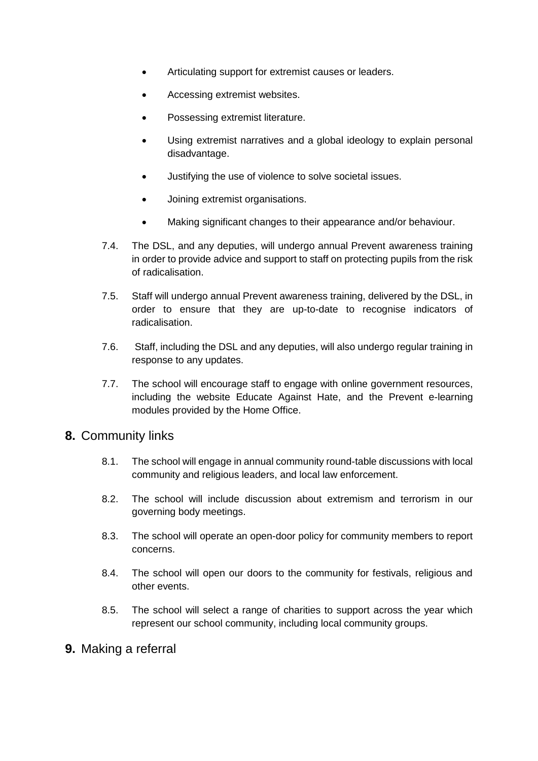- Articulating support for extremist causes or leaders.
- Accessing extremist websites.
- Possessing extremist literature.
- Using extremist narratives and a global ideology to explain personal disadvantage.
- Justifying the use of violence to solve societal issues.
- Joining extremist organisations.
- Making significant changes to their appearance and/or behaviour.

7.4. The DSL, and any deputies, will undergo annual Prevent awareness training in order to provide advice and support to staff on protecting pupils from the risk of radicalisation.

7.5. Staff will undergo annual Prevent awareness training, delivered by the DSL, in order to ensure that they are up-to-date to recognise indicators of radicalisation.

7.6. Staff, including the DSL and any deputies, will also undergo regular training in response to any updates.

7.7. The school will encourage staff to engage with online government resources, including the website Educate Against Hate, and the Prevent e-learning modules provided by the Home Office.

## **8.** Community links

8.1. The school will engage in annual community round-table discussions with local community and religious leaders, and local law enforcement.

8.2. The school will include discussion about extremism and terrorism in our governing body meetings.

8.3. The school will operate an open-door policy for community members to report concerns.

8.4. The school will open our doors to the community for festivals, religious and other events.

8.5. The school will select a range of charities to support across the year which represent our school community, including local community groups.

## **9.** Making a referral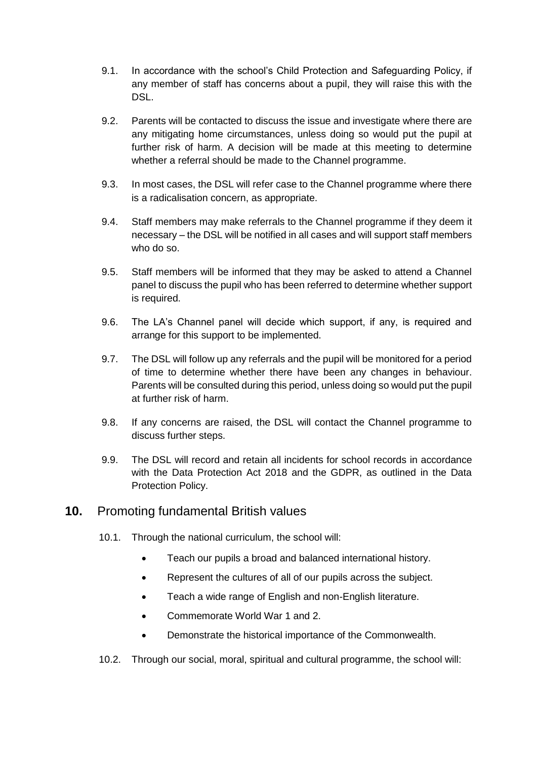9.1. In accordance with the school's Child Protection and Safeguarding Policy, if any member of staff has concerns about a pupil, they will raise this with the DSL.

9.2. Parents will be contacted to discuss the issue and investigate where there are any mitigating home circumstances, unless doing so would put the pupil at further risk of harm. A decision will be made at this meeting to determine whether a referral should be made to the Channel programme.

9.3. In most cases, the DSL will refer case to the Channel programme where there is a radicalisation concern, as appropriate.

9.4. Staff members may make referrals to the Channel programme if they deem it necessary – the DSL will be notified in all cases and will support staff members who do so.

9.5. Staff members will be informed that they may be asked to attend a Channel panel to discuss the pupil who has been referred to determine whether support is required.

9.6. The LA's Channel panel will decide which support, if any, is required and arrange for this support to be implemented.

9.7. The DSL will follow up any referrals and the pupil will be monitored for a period of time to determine whether there have been any changes in behaviour. Parents will be consulted during this period, unless doing so would put the pupil at further risk of harm.

9.8. If any concerns are raised, the DSL will contact the Channel programme to discuss further steps.

9.9. The DSL will record and retain all incidents for school records in accordance with the Data Protection Act 2018 and the GDPR, as outlined in the Data Protection Policy.

## 10. Promoting fundamental British values

10.1. Through the national curriculum, the school will:

- Teach our pupils a broad and balanced international history.
- Represent the cultures of all of our pupils across the subject.
- Teach a wide range of English and non-English literature.
- Commemorate World War 1 and 2.
- Demonstrate the historical importance of the Commonwealth.

10.2. Through our social, moral, spiritual and cultural programme, the school will: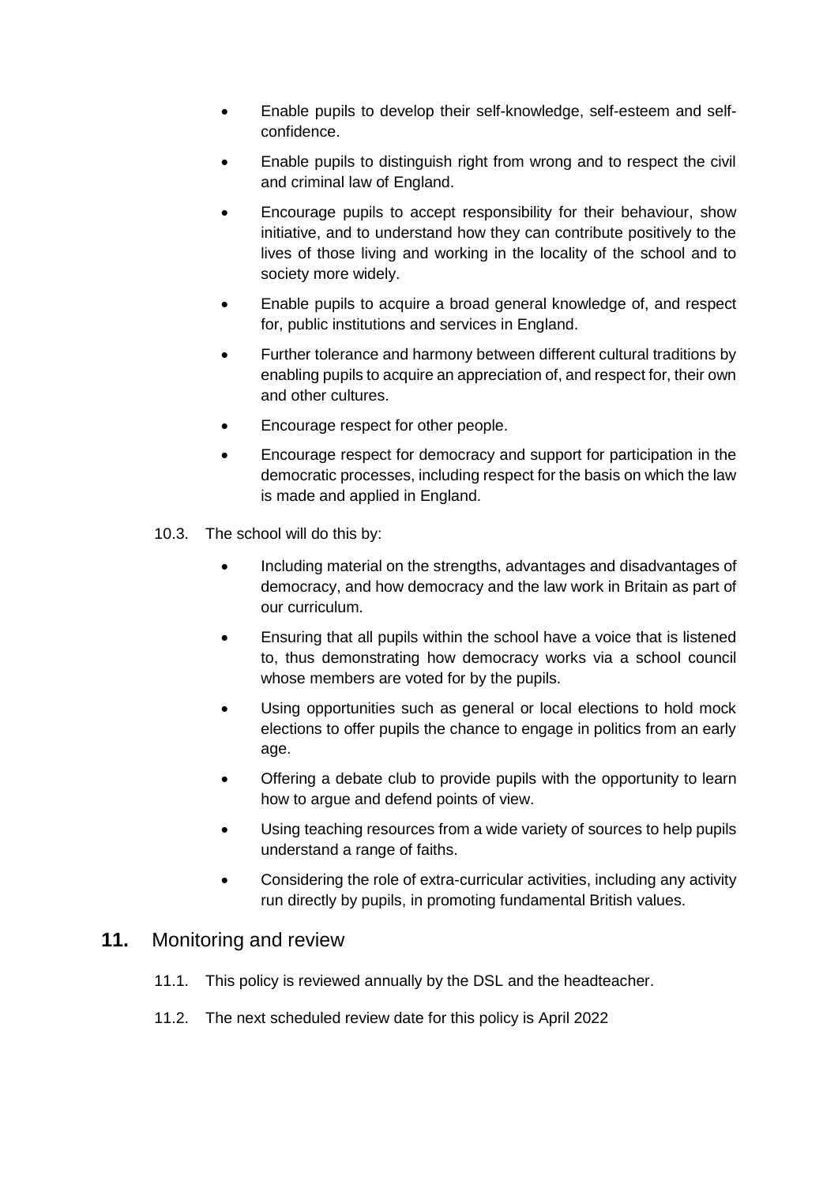- Enable pupils to develop their self-knowledge, self-esteem and self-confidence.
- Enable pupils to distinguish right from wrong and to respect the civil and criminal law of England.
- Encourage pupils to accept responsibility for their behaviour, show initiative, and to understand how they can contribute positively to the lives of those living and working in the locality of the school and to society more widely.
- Enable pupils to acquire a broad general knowledge of, and respect for, public institutions and services in England.
- Further tolerance and harmony between different cultural traditions by enabling pupils to acquire an appreciation of, and respect for, their own and other cultures.
- Encourage respect for other people.
- Encourage respect for democracy and support for participation in the democratic processes, including respect for the basis on which the law is made and applied in England.

10.3. The school will do this by:

- Including material on the strengths, advantages and disadvantages of democracy, and how democracy and the law work in Britain as part of our curriculum.
- Ensuring that all pupils within the school have a voice that is listened to, thus demonstrating how democracy works via a school council whose members are voted for by the pupils.
- Using opportunities such as general or local elections to hold mock elections to offer pupils the chance to engage in politics from an early age.
- Offering a debate club to provide pupils with the opportunity to learn how to argue and defend points of view.
- Using teaching resources from a wide variety of sources to help pupils understand a range of faiths.
- Considering the role of extra-curricular activities, including any activity run directly by pupils, in promoting fundamental British values.

## 11. Monitoring and review

11.1. This policy is reviewed annually by the DSL and the headteacher.

11.2. The next scheduled review date for this policy is April 2022